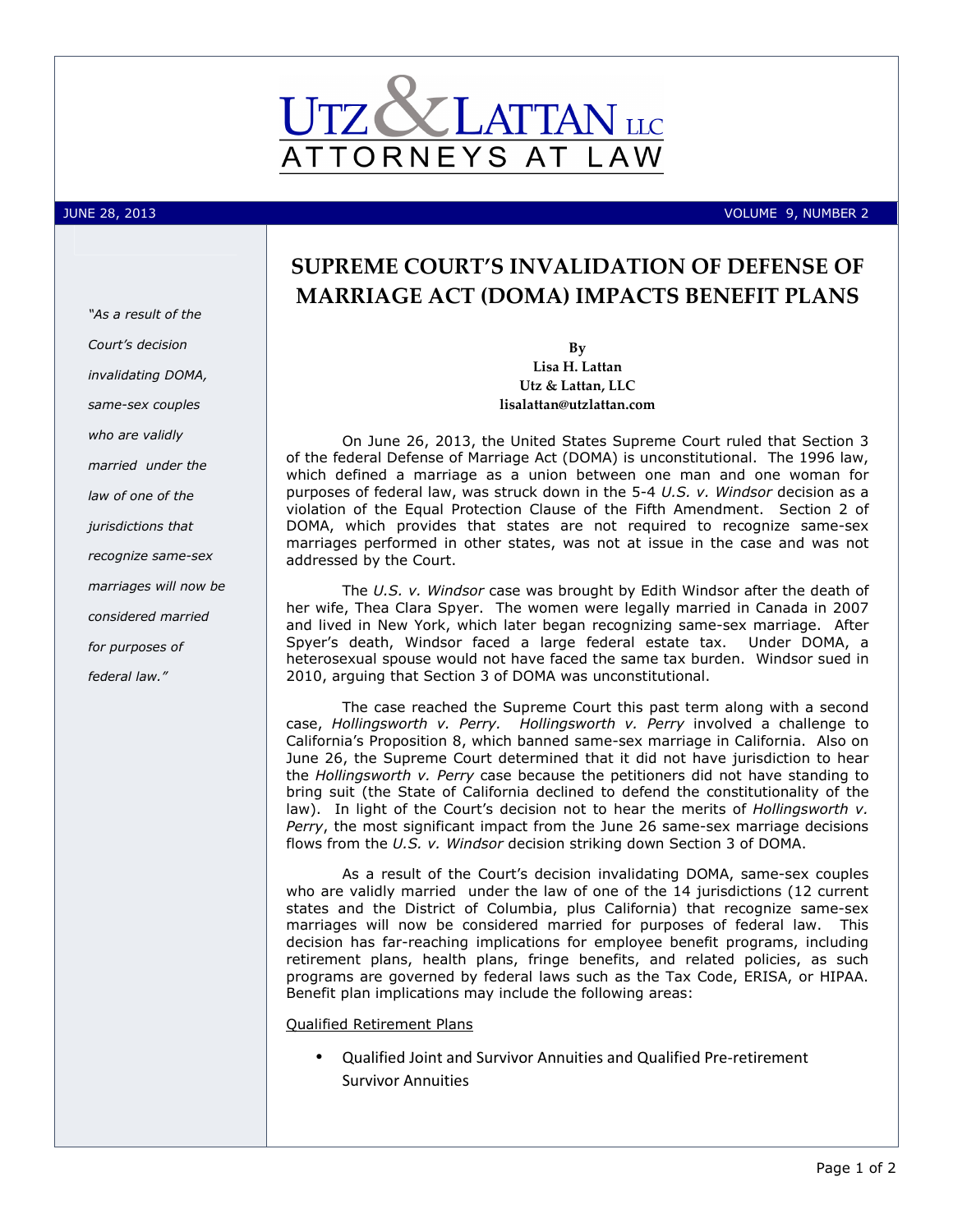# UTZ & LATTAN LLC
ATTORNEYS AT LAW

JUNE 28, 2013 VOLUME 9, NUMBER 2

*"As a result of the Court's decision invalidating DOMA, same-sex couples who are validly married under the law of one of the jurisdictions that recognize same-sex marriages will now be considered married for purposes of federal law."*

## SUPREME COURT'S INVALIDATION OF DEFENSE OF MARRIAGE ACT (DOMA) IMPACTS BENEFIT PLANS

**By**
**Lisa H. Lattan**
**Utz & Lattan, LLC**
**lisalattan@utzlattan.com**

On June 26, 2013, the United States Supreme Court ruled that Section 3 of the federal Defense of Marriage Act (DOMA) is unconstitutional. The 1996 law, which defined a marriage as a union between one man and one woman for purposes of federal law, was struck down in the 5-4 *U.S. v. Windsor* decision as a violation of the Equal Protection Clause of the Fifth Amendment. Section 2 of DOMA, which provides that states are not required to recognize same-sex marriages performed in other states, was not at issue in the case and was not addressed by the Court.

The *U.S. v. Windsor* case was brought by Edith Windsor after the death of her wife, Thea Clara Spyer. The women were legally married in Canada in 2007 and lived in New York, which later began recognizing same-sex marriage. After Spyer's death, Windsor faced a large federal estate tax. Under DOMA, a heterosexual spouse would not have faced the same tax burden. Windsor sued in 2010, arguing that Section 3 of DOMA was unconstitutional.

The case reached the Supreme Court this past term along with a second case, *Hollingsworth v. Perry. Hollingsworth v. Perry* involved a challenge to California's Proposition 8, which banned same-sex marriage in California. Also on June 26, the Supreme Court determined that it did not have jurisdiction to hear the *Hollingsworth v. Perry* case because the petitioners did not have standing to bring suit (the State of California declined to defend the constitutionality of the law). In light of the Court's decision not to hear the merits of *Hollingsworth v. Perry*, the most significant impact from the June 26 same-sex marriage decisions flows from the *U.S. v. Windsor* decision striking down Section 3 of DOMA.

As a result of the Court's decision invalidating DOMA, same-sex couples who are validly married under the law of one of the 14 jurisdictions (12 current states and the District of Columbia, plus California) that recognize same-sex marriages will now be considered married for purposes of federal law. This decision has far-reaching implications for employee benefit programs, including retirement plans, health plans, fringe benefits, and related policies, as such programs are governed by federal laws such as the Tax Code, ERISA, or HIPAA. Benefit plan implications may include the following areas:

Qualified Retirement Plans

- Qualified Joint and Survivor Annuities and Qualified Pre-retirement Survivor Annuities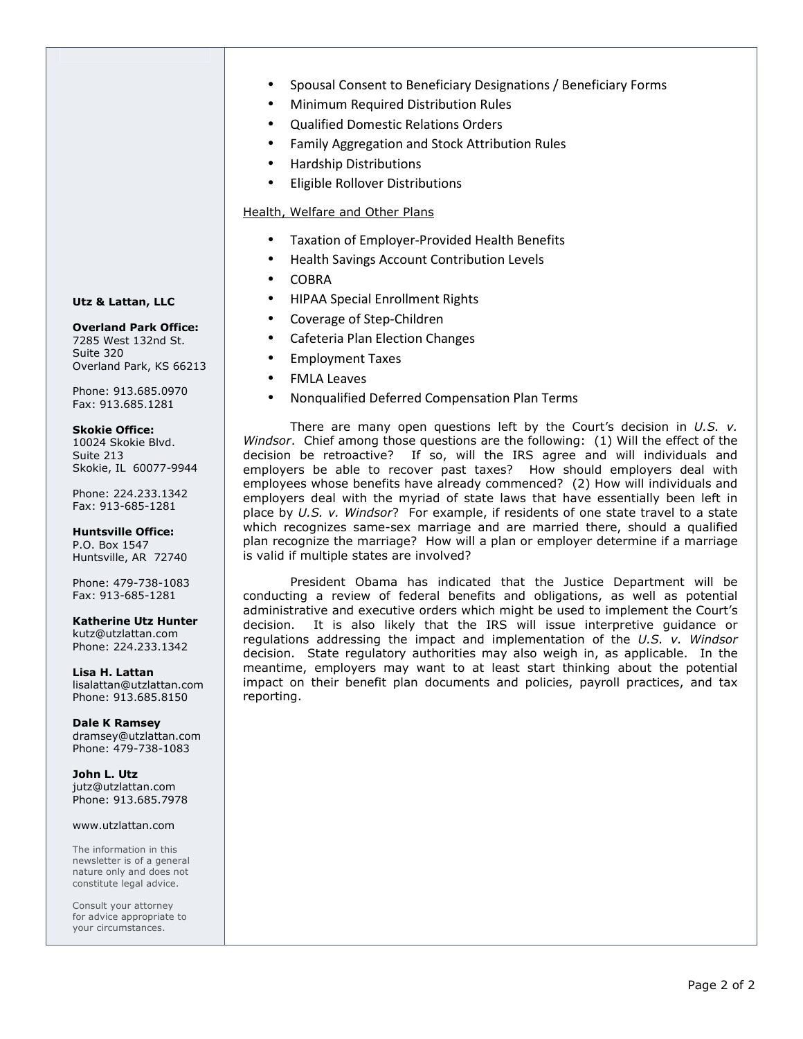- Spousal Consent to Beneficiary Designations / Beneficiary Forms
- Minimum Required Distribution Rules
- Qualified Domestic Relations Orders
- Family Aggregation and Stock Attribution Rules
- Hardship Distributions
- Eligible Rollover Distributions

Health, Welfare and Other Plans

- Taxation of Employer-Provided Health Benefits
- Health Savings Account Contribution Levels
- COBRA
- HIPAA Special Enrollment Rights
- Coverage of Step-Children
- Cafeteria Plan Election Changes
- Employment Taxes
- FMLA Leaves
- Nonqualified Deferred Compensation Plan Terms

There are many open questions left by the Court's decision in *U.S. v. Windsor*. Chief among those questions are the following: (1) Will the effect of the decision be retroactive? If so, will the IRS agree and will individuals and employers be able to recover past taxes? How should employers deal with employees whose benefits have already commenced? (2) How will individuals and employers deal with the myriad of state laws that have essentially been left in place by *U.S. v. Windsor*? For example, if residents of one state travel to a state which recognizes same-sex marriage and are married there, should a qualified plan recognize the marriage? How will a plan or employer determine if a marriage is valid if multiple states are involved?

President Obama has indicated that the Justice Department will be conducting a review of federal benefits and obligations, as well as potential administrative and executive orders which might be used to implement the Court's decision. It is also likely that the IRS will issue interpretive guidance or regulations addressing the impact and implementation of the *U.S. v. Windsor* decision. State regulatory authorities may also weigh in, as applicable. In the meantime, employers may want to at least start thinking about the potential impact on their benefit plan documents and policies, payroll practices, and tax reporting.

**Utz & Lattan, LLC**

**Overland Park Office:**
7285 West 132nd St.
Suite 320
Overland Park, KS 66213

Phone: 913.685.0970
Fax: 913.685.1281

**Skokie Office:**
10024 Skokie Blvd.
Suite 213
Skokie, IL 60077-9944

Phone: 224.233.1342
Fax: 913-685-1281

**Huntsville Office:**
P.O. Box 1547
Huntsville, AR 72740

Phone: 479-738-1083
Fax: 913-685-1281

**Katherine Utz Hunter**
kutz@utzlattan.com
Phone: 224.233.1342

**Lisa H. Lattan**
lisalattan@utzlattan.com
Phone: 913.685.8150

**Dale K Ramsey**
dramsey@utzlattan.com
Phone: 479-738-1083

**John L. Utz**
jutz@utzlattan.com
Phone: 913.685.7978

www.utzlattan.com

The information in this newsletter is of a general nature only and does not constitute legal advice.

Consult your attorney for advice appropriate to your circumstances.